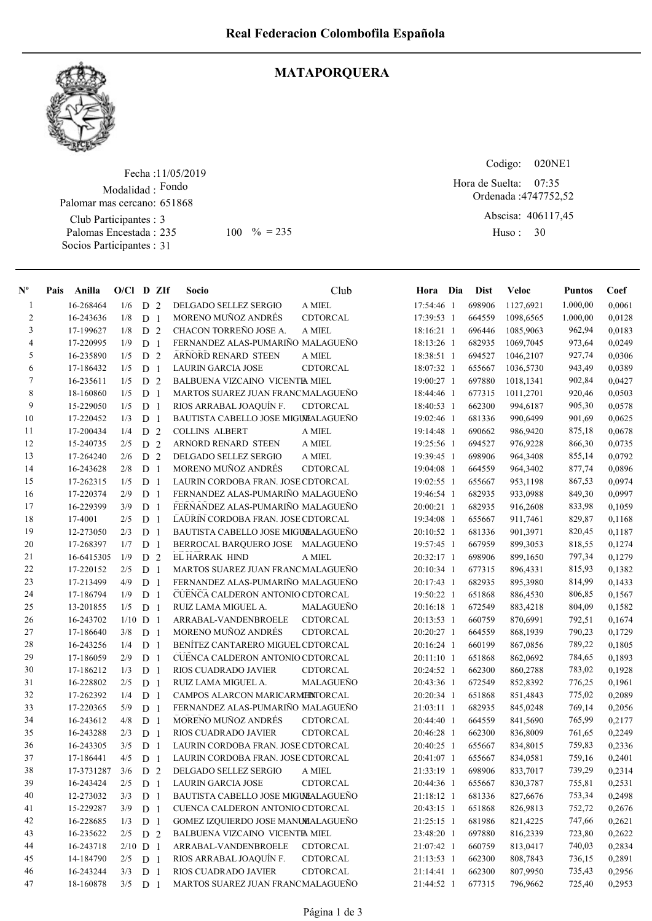# Real Federacion Colombofila Española

## MATAPORQUERA

Fecha :11/05/2019
Modalidad : Fondo
Palomar mas cercano: 651868
Club Participantes : 3
Palomas Encestada : 235 100 % = 235
Socios Participantes : 31

Codigo: 020NE1
Hora de Suelta: 07:35
Ordenada :4747752,52
Abscisa: 406117,45
Huso : 30

| Nº | Pais | Anilla | O/Cl | D | ZIf | Socio | Club | Hora | Dia | Dist | Veloc | Puntos | Coef |
|---|---|---|---|---|---|---|---|---|---|---|---|---|---|
| 1 | | 16-268464 | 1/6 | D | 2 | DELGADO SELLEZ SERGIO | A MIEL | 17:54:46 | 1 | 698906 | 1127,6921 | 1.000,00 | 0,0061 |
| 2 | | 16-243636 | 1/8 | D | 1 | MORENO MUÑOZ ANDRÉS | CDTORCAL | 17:39:53 | 1 | 664559 | 1098,6565 | 1.000,00 | 0,0128 |
| 3 | | 17-199627 | 1/8 | D | 2 | CHACON TORREÑO JOSE A. | A MIEL | 18:16:21 | 1 | 696446 | 1085,9063 | 962,94 | 0,0183 |
| 4 | | 17-220995 | 1/9 | D | 1 | FERNANDEZ ALAS-PUMARIÑO | MALAGUEÑO | 18:13:26 | 1 | 682935 | 1069,7045 | 973,64 | 0,0249 |
| 5 | | 16-235890 | 1/5 | D | 2 | ARNORD RENARD STEEN | A MIEL | 18:38:51 | 1 | 694527 | 1046,2107 | 927,74 | 0,0306 |
| 6 | | 17-186432 | 1/5 | D | 1 | LAURIN GARCIA JOSE | CDTORCAL | 18:07:32 | 1 | 655667 | 1036,5730 | 943,49 | 0,0389 |
| 7 | | 16-235611 | 1/5 | D | 2 | BALBUENA VIZCAINO VICENTE | A MIEL | 19:00:27 | 1 | 697880 | 1018,1341 | 902,84 | 0,0427 |
| 8 | | 18-160860 | 1/5 | D | 1 | MARTOS SUAREZ JUAN FRANC | MALAGUEÑO | 18:44:46 | 1 | 677315 | 1011,2701 | 920,46 | 0,0503 |
| 9 | | 15-229050 | 1/5 | D | 1 | RIOS ARRABAL JOAQUÍN F. | CDTORCAL | 18:40:53 | 1 | 662300 | 994,6187 | 905,30 | 0,0578 |
| 10 | | 17-220452 | 1/3 | D | 1 | BAUTISTA CABELLO JOSE MIGUE | MALAGUEÑO | 19:02:46 | 1 | 681336 | 990,6499 | 901,69 | 0,0625 |
| 11 | | 17-200434 | 1/4 | D | 2 | COLLINS ALBERT | A MIEL | 19:14:48 | 1 | 690662 | 986,9420 | 875,18 | 0,0678 |
| 12 | | 15-240735 | 2/5 | D | 2 | ARNORD RENARD STEEN | A MIEL | 19:25:56 | 1 | 694527 | 976,9228 | 866,30 | 0,0735 |
| 13 | | 17-264240 | 2/6 | D | 2 | DELGADO SELLEZ SERGIO | A MIEL | 19:39:45 | 1 | 698906 | 964,3408 | 855,14 | 0,0792 |
| 14 | | 16-243628 | 2/8 | D | 1 | MORENO MUÑOZ ANDRÉS | CDTORCAL | 19:04:08 | 1 | 664559 | 964,3402 | 877,74 | 0,0896 |
| 15 | | 17-262315 | 1/5 | D | 1 | LAURIN CORDOBA FRAN. JOSE | CDTORCAL | 19:02:55 | 1 | 655667 | 953,1198 | 867,53 | 0,0974 |
| 16 | | 17-220374 | 2/9 | D | 1 | FERNANDEZ ALAS-PUMARIÑO | MALAGUEÑO | 19:46:54 | 1 | 682935 | 933,0988 | 849,30 | 0,0997 |
| 17 | | 16-229399 | 3/9 | D | 1 | FERNANDEZ ALAS-PUMARIÑO | MALAGUEÑO | 20:00:21 | 1 | 682935 | 916,2608 | 833,98 | 0,1059 |
| 18 | | 17-4001 | 2/5 | D | 1 | LAURIN CORDOBA FRAN. JOSE | CDTORCAL | 19:34:08 | 1 | 655667 | 911,7461 | 829,87 | 0,1168 |
| 19 | | 12-273050 | 2/3 | D | 1 | BAUTISTA CABELLO JOSE MIGUE | MALAGUEÑO | 20:10:52 | 1 | 681336 | 901,3971 | 820,45 | 0,1187 |
| 20 | | 17-268397 | 1/7 | D | 1 | BERROCAL BARQUERO JOSE | MALAGUEÑO | 19:57:45 | 1 | 667959 | 899,3053 | 818,55 | 0,1274 |
| 21 | | 16-6415305 | 1/9 | D | 2 | EL HARRAK HIND | A MIEL | 20:32:17 | 1 | 698906 | 899,1650 | 797,34 | 0,1279 |
| 22 | | 17-220152 | 2/5 | D | 1 | MARTOS SUAREZ JUAN FRANC | MALAGUEÑO | 20:10:34 | 1 | 677315 | 896,4331 | 815,93 | 0,1382 |
| 23 | | 17-213499 | 4/9 | D | 1 | FERNANDEZ ALAS-PUMARIÑO | MALAGUEÑO | 20:17:43 | 1 | 682935 | 895,3980 | 814,99 | 0,1433 |
| 24 | | 17-186794 | 1/9 | D | 1 | CUENCA CALDERON ANTONIO | CDTORCAL | 19:50:22 | 1 | 651868 | 886,4530 | 806,85 | 0,1567 |
| 25 | | 13-201855 | 1/5 | D | 1 | RUIZ LAMA MIGUEL A. | MALAGUEÑO | 20:16:18 | 1 | 672549 | 883,4218 | 804,09 | 0,1582 |
| 26 | | 16-243702 | 1/10 | D | 1 | ARRABAL-VANDENBROELE | CDTORCAL | 20:13:53 | 1 | 660759 | 870,6991 | 792,51 | 0,1674 |
| 27 | | 17-186640 | 3/8 | D | 1 | MORENO MUÑOZ ANDRÉS | CDTORCAL | 20:20:27 | 1 | 664559 | 868,1939 | 790,23 | 0,1729 |
| 28 | | 16-243256 | 1/4 | D | 1 | BENÍTEZ CANTARERO MIGUEL | CDTORCAL | 20:16:24 | 1 | 660199 | 867,0856 | 789,22 | 0,1805 |
| 29 | | 17-186059 | 2/9 | D | 1 | CUENCA CALDERON ANTONIO | CDTORCAL | 20:11:10 | 1 | 651868 | 862,0692 | 784,65 | 0,1893 |
| 30 | | 17-186212 | 1/3 | D | 1 | RIOS CUADRADO JAVIER | CDTORCAL | 20:24:52 | 1 | 662300 | 860,2788 | 783,02 | 0,1928 |
| 31 | | 16-228802 | 2/5 | D | 1 | RUIZ LAMA MIGUEL A. | MALAGUEÑO | 20:43:36 | 1 | 672549 | 852,8392 | 776,25 | 0,1961 |
| 32 | | 17-262392 | 1/4 | D | 1 | CAMPOS ALARCON MARICARMEN | CDTORCAL | 20:20:34 | 1 | 651868 | 851,4843 | 775,02 | 0,2089 |
| 33 | | 17-220365 | 5/9 | D | 1 | FERNANDEZ ALAS-PUMARIÑO | MALAGUEÑO | 21:03:11 | 1 | 682935 | 845,0248 | 769,14 | 0,2056 |
| 34 | | 16-243612 | 4/8 | D | 1 | MORENO MUÑOZ ANDRÉS | CDTORCAL | 20:44:40 | 1 | 664559 | 841,5690 | 765,99 | 0,2177 |
| 35 | | 16-243288 | 2/3 | D | 1 | RIOS CUADRADO JAVIER | CDTORCAL | 20:46:28 | 1 | 662300 | 836,8009 | 761,65 | 0,2249 |
| 36 | | 16-243305 | 3/5 | D | 1 | LAURIN CORDOBA FRAN. JOSE | CDTORCAL | 20:40:25 | 1 | 655667 | 834,8015 | 759,83 | 0,2336 |
| 37 | | 17-186441 | 4/5 | D | 1 | LAURIN CORDOBA FRAN. JOSE | CDTORCAL | 20:41:07 | 1 | 655667 | 834,0581 | 759,16 | 0,2401 |
| 38 | | 17-3731287 | 3/6 | D | 2 | DELGADO SELLEZ SERGIO | A MIEL | 21:33:19 | 1 | 698906 | 833,7017 | 739,29 | 0,2314 |
| 39 | | 16-243424 | 2/5 | D | 1 | LAURIN GARCIA JOSE | CDTORCAL | 20:44:36 | 1 | 655667 | 830,3787 | 755,81 | 0,2531 |
| 40 | | 12-273032 | 3/3 | D | 1 | BAUTISTA CABELLO JOSE MIGUE | MALAGUEÑO | 21:18:12 | 1 | 681336 | 827,6676 | 753,34 | 0,2498 |
| 41 | | 15-229287 | 3/9 | D | 1 | CUENCA CALDERON ANTONIO | CDTORCAL | 20:43:15 | 1 | 651868 | 826,9813 | 752,72 | 0,2676 |
| 42 | | 16-228685 | 1/3 | D | 1 | GOMEZ IZQUIERDO JOSE MANUE | MALAGUEÑO | 21:25:15 | 1 | 681986 | 821,4225 | 747,66 | 0,2621 |
| 43 | | 16-235622 | 2/5 | D | 2 | BALBUENA VIZCAINO VICENTE | A MIEL | 23:48:20 | 1 | 697880 | 816,2339 | 723,80 | 0,2622 |
| 44 | | 16-243718 | 2/10 | D | 1 | ARRABAL-VANDENBROELE | CDTORCAL | 21:07:42 | 1 | 660759 | 813,0417 | 740,03 | 0,2834 |
| 45 | | 14-184790 | 2/5 | D | 1 | RIOS ARRABAL JOAQUÍN F. | CDTORCAL | 21:13:53 | 1 | 662300 | 808,7843 | 736,15 | 0,2891 |
| 46 | | 16-243244 | 3/3 | D | 1 | RIOS CUADRADO JAVIER | CDTORCAL | 21:14:41 | 1 | 662300 | 807,9950 | 735,43 | 0,2956 |
| 47 | | 18-160878 | 3/5 | D | 1 | MARTOS SUAREZ JUAN FRANC | MALAGUEÑO | 21:44:52 | 1 | 677315 | 796,9662 | 725,40 | 0,2953 |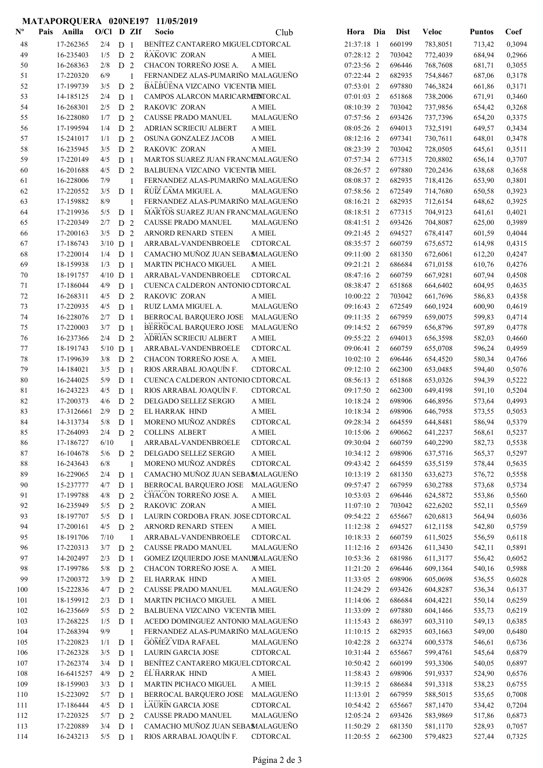# MATAPORQUERA 020NE197 11/05/2019

| Nº | Pais | Anilla | O/Cl | D | ZIf | Socio | Club | Hora | Dia | Dist | Veloc | Puntos | Coef |
|---|---|---|---|---|---|---|---|---|---|---|---|---|---|
| 48 | | 17-262365 | 2/4 | D | 1 | BENÍTEZ CANTARERO MIGUEL | CDTORCAL | 21:37:18 | 1 | 660199 | 783,8051 | 713,42 | 0,3094 |
| 49 | | 16-235403 | 1/5 | D | 2 | RAKOVIC ZORAN | A MIEL | 07:28:12 | 2 | 703042 | 772,4039 | 684,94 | 0,2966 |
| 50 | | 16-268363 | 2/8 | D | 2 | CHACON TORREÑO JOSE A. | A MIEL | 07:23:56 | 2 | 696446 | 768,7608 | 681,71 | 0,3055 |
| 51 | | 17-220320 | 6/9 | | 1 | FERNANDEZ ALAS-PUMARIÑO | MALAGUEÑO | 07:22:44 | 2 | 682935 | 754,8467 | 687,06 | 0,3178 |
| 52 | | 17-199739 | 3/5 | D | 2 | BALBUENA VIZCAINO VICENTE | A MIEL | 07:53:01 | 2 | 697880 | 746,3824 | 661,86 | 0,3171 |
| 53 | | 14-185125 | 2/4 | D | 1 | CAMPOS ALARCON MARICARMEN | CDTORCAL | 07:01:03 | 2 | 651868 | 738,2006 | 671,91 | 0,3460 |
| 54 | | 16-268301 | 2/5 | D | 2 | RAKOVIC ZORAN | A MIEL | 08:10:39 | 2 | 703042 | 737,9856 | 654,42 | 0,3268 |
| 55 | | 16-228080 | 1/7 | D | 2 | CAUSSE PRADO MANUEL | MALAGUEÑO | 07:57:56 | 2 | 693426 | 737,7396 | 654,20 | 0,3375 |
| 56 | | 17-199594 | 1/4 | D | 2 | ADRIAN SCRIECIU ALBERT | A MIEL | 08:05:26 | 2 | 694013 | 732,5191 | 649,57 | 0,3434 |
| 57 | | 15-241017 | 1/1 | D | 2 | OSUNA GONZALEZ JACOB | A MIEL | 08:12:16 | 2 | 697341 | 730,7611 | 648,01 | 0,3478 |
| 58 | | 16-235945 | 3/5 | D | 2 | RAKOVIC ZORAN | A MIEL | 08:23:39 | 2 | 703042 | 728,0505 | 645,61 | 0,3511 |
| 59 | | 17-220149 | 4/5 | D | 1 | MARTOS SUAREZ JUAN FRANC | MALAGUEÑO | 07:57:34 | 2 | 677315 | 720,8802 | 656,14 | 0,3707 |
| 60 | | 16-201688 | 4/5 | D | 2 | BALBUENA VIZCAINO VICENTE | A MIEL | 08:26:57 | 2 | 697880 | 720,2436 | 638,68 | 0,3658 |
| 61 | | 16-228006 | 7/9 | | 1 | FERNANDEZ ALAS-PUMARIÑO | MALAGUEÑO | 08:08:37 | 2 | 682935 | 718,4126 | 653,90 | 0,3801 |
| 62 | | 17-220552 | 3/5 | D | 1 | RUIZ LAMA MIGUEL A. | MALAGUEÑO | 07:58:56 | 2 | 672549 | 714,7680 | 650,58 | 0,3923 |
| 63 | | 17-159882 | 8/9 | | 1 | FERNANDEZ ALAS-PUMARIÑO | MALAGUEÑO | 08:16:21 | 2 | 682935 | 712,6154 | 648,62 | 0,3925 |
| 64 | | 17-219936 | 5/5 | D | 1 | MARTOS SUAREZ JUAN FRANC | MALAGUEÑO | 08:18:51 | 2 | 677315 | 704,9123 | 641,61 | 0,4021 |
| 65 | | 17-220349 | 2/7 | D | 2 | CAUSSE PRADO MANUEL | MALAGUEÑO | 08:41:51 | 2 | 693426 | 704,8087 | 625,00 | 0,3989 |
| 66 | | 17-200163 | 3/5 | D | 2 | ARNORD RENARD STEEN | A MIEL | 09:21:45 | 2 | 694527 | 678,4147 | 601,59 | 0,4044 |
| 67 | | 17-186743 | 3/10 | D | 1 | ARRABAL-VANDENBROELE | CDTORCAL | 08:35:57 | 2 | 660759 | 675,6572 | 614,98 | 0,4315 |
| 68 | | 17-220014 | 1/4 | D | 1 | CAMACHO MUÑOZ JUAN SEBAS | MALAGUEÑO | 09:11:00 | 2 | 681350 | 672,6061 | 612,20 | 0,4247 |
| 69 | | 18-159938 | 1/3 | D | 1 | MARTIN PICHACO MIGUEL | A MIEL | 09:21:21 | 2 | 686684 | 671,0158 | 610,76 | 0,4276 |
| 70 | | 18-191757 | 4/10 | D | 1 | ARRABAL-VANDENBROELE | CDTORCAL | 08:47:16 | 2 | 660759 | 667,9281 | 607,94 | 0,4508 |
| 71 | | 17-186044 | 4/9 | D | 1 | CUENCA CALDERON ANTONIO | CDTORCAL | 08:38:47 | 2 | 651868 | 664,6402 | 604,95 | 0,4635 |
| 72 | | 16-268311 | 4/5 | D | 2 | RAKOVIC ZORAN | A MIEL | 10:00:22 | 2 | 703042 | 661,7696 | 586,83 | 0,4358 |
| 73 | | 17-220935 | 4/5 | D | 1 | RUIZ LAMA MIGUEL A. | MALAGUEÑO | 09:16:43 | 2 | 672549 | 660,1924 | 600,90 | 0,4619 |
| 74 | | 16-228076 | 2/7 | D | 1 | BERROCAL BARQUERO JOSE | MALAGUEÑO | 09:11:35 | 2 | 667959 | 659,0075 | 599,83 | 0,4714 |
| 75 | | 17-220003 | 3/7 | D | 1 | BERROCAL BARQUERO JOSE | MALAGUEÑO | 09:14:52 | 2 | 667959 | 656,8796 | 597,89 | 0,4778 |
| 76 | | 16-237366 | 2/4 | D | 2 | ADRIAN SCRIECIU ALBERT | A MIEL | 09:55:22 | 2 | 694013 | 656,3598 | 582,03 | 0,4660 |
| 77 | | 18-191743 | 5/10 | D | 1 | ARRABAL-VANDENBROELE | CDTORCAL | 09:06:41 | 2 | 660759 | 655,0708 | 596,24 | 0,4959 |
| 78 | | 17-199639 | 3/8 | D | 2 | CHACON TORREÑO JOSE A. | A MIEL | 10:02:10 | 2 | 696446 | 654,4520 | 580,34 | 0,4766 |
| 79 | | 14-184021 | 3/5 | D | 1 | RIOS ARRABAL JOAQUÍN F. | CDTORCAL | 09:12:10 | 2 | 662300 | 653,0485 | 594,40 | 0,5076 |
| 80 | | 16-244025 | 5/9 | D | 1 | CUENCA CALDERON ANTONIO | CDTORCAL | 08:56:13 | 2 | 651868 | 653,0326 | 594,39 | 0,5222 |
| 81 | | 16-243223 | 4/5 | D | 1 | RIOS ARRABAL JOAQUÍN F. | CDTORCAL | 09:17:50 | 2 | 662300 | 649,4198 | 591,10 | 0,5204 |
| 82 | | 17-200373 | 4/6 | D | 2 | DELGADO SELLEZ SERGIO | A MIEL | 10:18:24 | 2 | 698906 | 646,8956 | 573,64 | 0,4993 |
| 83 | | 17-3126661 | 2/9 | D | 2 | EL HARRAK HIND | A MIEL | 10:18:34 | 2 | 698906 | 646,7958 | 573,55 | 0,5053 |
| 84 | | 14-313734 | 5/8 | D | 1 | MORENO MUÑOZ ANDRÉS | CDTORCAL | 09:28:34 | 2 | 664559 | 644,8481 | 586,94 | 0,5379 |
| 85 | | 17-264093 | 2/4 | D | 2 | COLLINS ALBERT | A MIEL | 10:15:06 | 2 | 690662 | 641,2237 | 568,61 | 0,5237 |
| 86 | | 17-186727 | 6/10 | | 1 | ARRABAL-VANDENBROELE | CDTORCAL | 09:30:04 | 2 | 660759 | 640,2290 | 582,73 | 0,5538 |
| 87 | | 16-104678 | 5/6 | D | 2 | DELGADO SELLEZ SERGIO | A MIEL | 10:34:12 | 2 | 698906 | 637,5716 | 565,37 | 0,5297 |
| 88 | | 16-243643 | 6/8 | | 1 | MORENO MUÑOZ ANDRÉS | CDTORCAL | 09:43:42 | 2 | 664559 | 635,5159 | 578,44 | 0,5635 |
| 89 | | 16-229065 | 2/4 | D | 1 | CAMACHO MUÑOZ JUAN SEBAS | MALAGUEÑO | 10:13:19 | 2 | 681350 | 633,6273 | 576,72 | 0,5558 |
| 90 | | 15-237777 | 4/7 | D | 1 | BERROCAL BARQUERO JOSE | MALAGUEÑO | 09:57:47 | 2 | 667959 | 630,2788 | 573,68 | 0,5734 |
| 91 | | 17-199788 | 4/8 | D | 2 | CHACON TORREÑO JOSE A. | A MIEL | 10:53:03 | 2 | 696446 | 624,5872 | 553,86 | 0,5560 |
| 92 | | 16-235949 | 5/5 | D | 2 | RAKOVIC ZORAN | A MIEL | 11:07:10 | 2 | 703042 | 622,6202 | 552,11 | 0,5569 |
| 93 | | 18-197707 | 5/5 | D | 1 | LAURIN CORDOBA FRAN. JOSE | CDTORCAL | 09:54:22 | 2 | 655667 | 620,6813 | 564,94 | 0,6036 |
| 94 | | 17-200161 | 4/5 | D | 2 | ARNORD RENARD STEEN | A MIEL | 11:12:38 | 2 | 694527 | 612,1158 | 542,80 | 0,5759 |
| 95 | | 18-191706 | 7/10 | | 1 | ARRABAL-VANDENBROELE | CDTORCAL | 10:18:33 | 2 | 660759 | 611,5025 | 556,59 | 0,6118 |
| 96 | | 17-220313 | 3/7 | D | 2 | CAUSSE PRADO MANUEL | MALAGUEÑO | 11:12:16 | 2 | 693426 | 611,3430 | 542,11 | 0,5891 |
| 97 | | 14-202497 | 2/3 | D | 1 | GOMEZ IZQUIERDO JOSE MANUEL | MALAGUEÑO | 10:53:36 | 2 | 681986 | 611,3177 | 556,42 | 0,6052 |
| 98 | | 17-199786 | 5/8 | D | 2 | CHACON TORREÑO JOSE A. | A MIEL | 11:21:20 | 2 | 696446 | 609,1364 | 540,16 | 0,5988 |
| 99 | | 17-200372 | 3/9 | D | 2 | EL HARRAK HIND | A MIEL | 11:33:05 | 2 | 698906 | 605,0698 | 536,55 | 0,6028 |
| 100 | | 15-222836 | 4/7 | D | 2 | CAUSSE PRADO MANUEL | MALAGUEÑO | 11:24:29 | 2 | 693426 | 604,8287 | 536,34 | 0,6137 |
| 101 | | 18-159912 | 2/3 | D | 1 | MARTIN PICHACO MIGUEL | A MIEL | 11:14:06 | 2 | 686684 | 604,4221 | 550,14 | 0,6259 |
| 102 | | 16-235669 | 5/5 | D | 2 | BALBUENA VIZCAINO VICENTE | A MIEL | 11:33:09 | 2 | 697880 | 604,1466 | 535,73 | 0,6219 |
| 103 | | 17-268225 | 1/5 | D | 1 | ACEDO DOMINGUEZ ANTONIO | MALAGUEÑO | 11:15:43 | 2 | 686397 | 603,3110 | 549,13 | 0,6385 |
| 104 | | 17-268394 | 9/9 | | 1 | FERNANDEZ ALAS-PUMARIÑO | MALAGUEÑO | 11:10:15 | 2 | 682935 | 603,1663 | 549,00 | 0,6480 |
| 105 | | 17-220823 | 1/1 | D | 1 | GOMEZ VIDA RAFAEL | MALAGUEÑO | 10:42:28 | 2 | 663274 | 600,5378 | 546,61 | 0,6736 |
| 106 | | 17-262328 | 3/5 | D | 1 | LAURIN GARCIA JOSE | CDTORCAL | 10:31:44 | 2 | 655667 | 599,4761 | 545,64 | 0,6879 |
| 107 | | 17-262374 | 3/4 | D | 1 | BENÍTEZ CANTARERO MIGUEL | CDTORCAL | 10:50:42 | 2 | 660199 | 593,3306 | 540,05 | 0,6897 |
| 108 | | 16-6415257 | 4/9 | D | 2 | EL HARRAK HIND | A MIEL | 11:58:43 | 2 | 698906 | 591,9337 | 524,90 | 0,6576 |
| 109 | | 18-159903 | 3/3 | D | 1 | MARTIN PICHACO MIGUEL | A MIEL | 11:39:15 | 2 | 686684 | 591,3318 | 538,23 | 0,6755 |
| 110 | | 15-223092 | 5/7 | D | 1 | BERROCAL BARQUERO JOSE | MALAGUEÑO | 11:13:01 | 2 | 667959 | 588,5015 | 535,65 | 0,7008 |
| 111 | | 17-186444 | 4/5 | D | 1 | LAURIN GARCIA JOSE | CDTORCAL | 10:54:42 | 2 | 655667 | 587,1470 | 534,42 | 0,7204 |
| 112 | | 17-220325 | 5/7 | D | 2 | CAUSSE PRADO MANUEL | MALAGUEÑO | 12:05:24 | 2 | 693426 | 583,9869 | 517,86 | 0,6873 |
| 113 | | 17-220889 | 3/4 | D | 1 | CAMACHO MUÑOZ JUAN SEBAS | MALAGUEÑO | 11:50:29 | 2 | 681350 | 581,1170 | 528,93 | 0,7057 |
| 114 | | 16-243213 | 5/5 | D | 1 | RIOS ARRABAL JOAQUÍN F. | CDTORCAL | 11:20:55 | 2 | 662300 | 579,4823 | 527,44 | 0,7325 |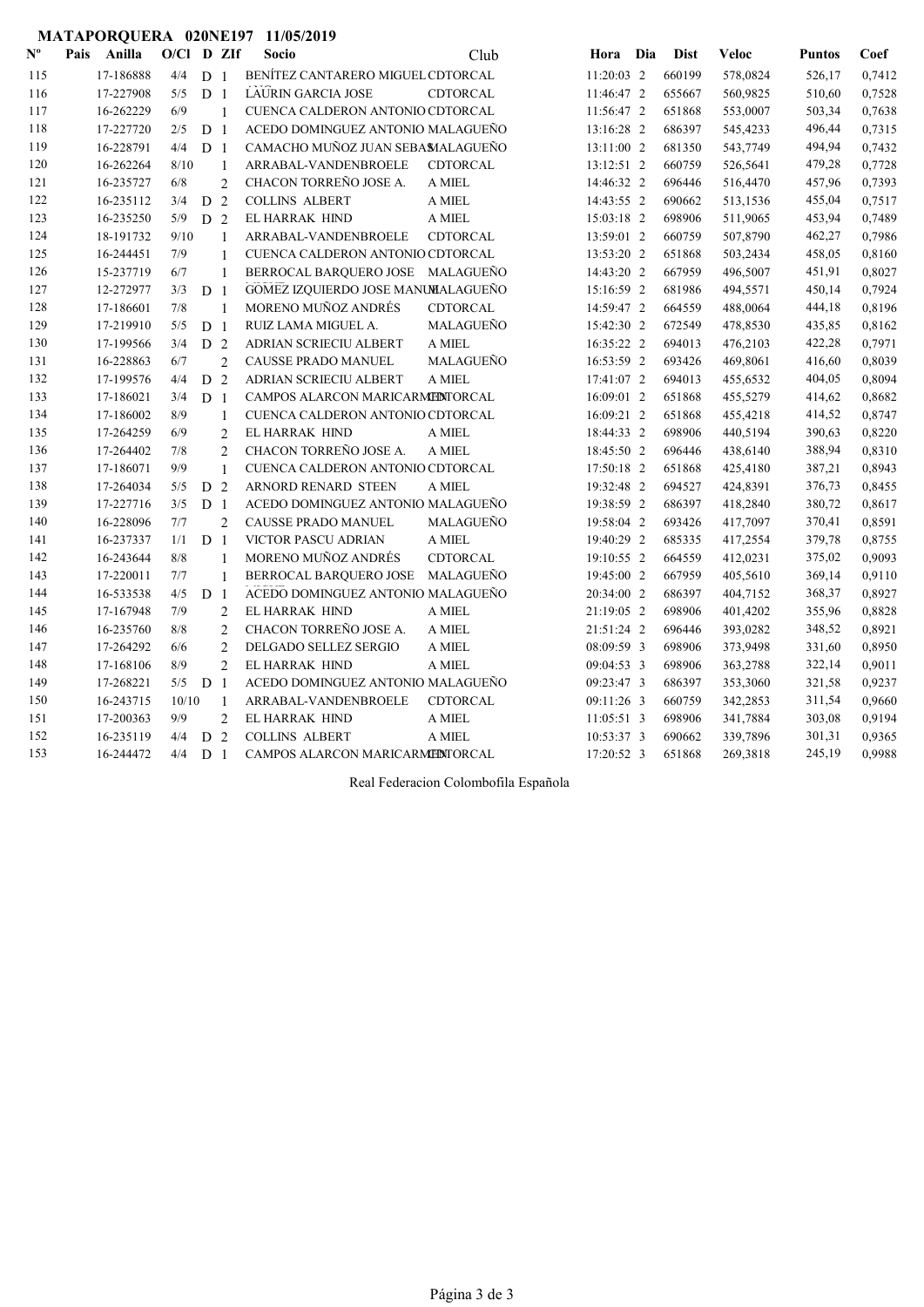**MATAPORQUERA 020NE197 11/05/2019**

| Nº | Pais | Anilla | O/Cl | D | ZIf | Socio | Club | Hora | Dia | Dist | Veloc | Puntos | Coef |
|---|---|---|---|---|---|---|---|---|---|---|---|---|---|
| 115 | | 17-186888 | 4/4 | D | 1 | BENÍTEZ CANTARERO MIGUEL | CDTORCAL | 11:20:03 | 2 | 660199 | 578,0824 | 526,17 | 0,7412 |
| 116 | | 17-227908 | 5/5 | D | 1 | LAURIN GARCIA JOSE | CDTORCAL | 11:46:47 | 2 | 655667 | 560,9825 | 510,60 | 0,7528 |
| 117 | | 16-262229 | 6/9 | | 1 | CUENCA CALDERON ANTONIO | CDTORCAL | 11:56:47 | 2 | 651868 | 553,0007 | 503,34 | 0,7638 |
| 118 | | 17-227720 | 2/5 | D | 1 | ACEDO DOMINGUEZ ANTONIO | MALAGUEÑO | 13:16:28 | 2 | 686397 | 545,4233 | 496,44 | 0,7315 |
| 119 | | 16-228791 | 4/4 | D | 1 | CAMACHO MUÑOZ JUAN SEBAS | MALAGUEÑO | 13:11:00 | 2 | 681350 | 543,7749 | 494,94 | 0,7432 |
| 120 | | 16-262264 | 8/10 | | 1 | ARRABAL-VANDENBROELE | CDTORCAL | 13:12:51 | 2 | 660759 | 526,5641 | 479,28 | 0,7728 |
| 121 | | 16-235727 | 6/8 | | 2 | CHACON TORREÑO JOSE A. | A MIEL | 14:46:32 | 2 | 696446 | 516,4470 | 457,96 | 0,7393 |
| 122 | | 16-235112 | 3/4 | D | 2 | COLLINS ALBERT | A MIEL | 14:43:55 | 2 | 690662 | 513,1536 | 455,04 | 0,7517 |
| 123 | | 16-235250 | 5/9 | D | 2 | EL HARRAK HIND | A MIEL | 15:03:18 | 2 | 698906 | 511,9065 | 453,94 | 0,7489 |
| 124 | | 18-191732 | 9/10 | | 1 | ARRABAL-VANDENBROELE | CDTORCAL | 13:59:01 | 2 | 660759 | 507,8790 | 462,27 | 0,7986 |
| 125 | | 16-244451 | 7/9 | | 1 | CUENCA CALDERON ANTONIO | CDTORCAL | 13:53:20 | 2 | 651868 | 503,2434 | 458,05 | 0,8160 |
| 126 | | 15-237719 | 6/7 | | 1 | BERROCAL BARQUERO JOSE | MALAGUEÑO | 14:43:20 | 2 | 667959 | 496,5007 | 451,91 | 0,8027 |
| 127 | | 12-272977 | 3/3 | D | 1 | GOMEZ IZQUIERDO JOSE MANUEL | MALAGUEÑO | 15:16:59 | 2 | 681986 | 494,5571 | 450,14 | 0,7924 |
| 128 | | 17-186601 | 7/8 | | 1 | MORENO MUÑOZ ANDRÉS | CDTORCAL | 14:59:47 | 2 | 664559 | 488,0064 | 444,18 | 0,8196 |
| 129 | | 17-219910 | 5/5 | D | 1 | RUIZ LAMA MIGUEL A. | MALAGUEÑO | 15:42:30 | 2 | 672549 | 478,8530 | 435,85 | 0,8162 |
| 130 | | 17-199566 | 3/4 | D | 2 | ADRIAN SCRIECIU ALBERT | A MIEL | 16:35:22 | 2 | 694013 | 476,2103 | 422,28 | 0,7971 |
| 131 | | 16-228863 | 6/7 | | 2 | CAUSSE PRADO MANUEL | MALAGUEÑO | 16:53:59 | 2 | 693426 | 469,8061 | 416,60 | 0,8039 |
| 132 | | 17-199576 | 4/4 | D | 2 | ADRIAN SCRIECIU ALBERT | A MIEL | 17:41:07 | 2 | 694013 | 455,6532 | 404,05 | 0,8094 |
| 133 | | 17-186021 | 3/4 | D | 1 | CAMPOS ALARCON MARICARMEN | CDTORCAL | 16:09:01 | 2 | 651868 | 455,5279 | 414,62 | 0,8682 |
| 134 | | 17-186002 | 8/9 | | 1 | CUENCA CALDERON ANTONIO | CDTORCAL | 16:09:21 | 2 | 651868 | 455,4218 | 414,52 | 0,8747 |
| 135 | | 17-264259 | 6/9 | | 2 | EL HARRAK HIND | A MIEL | 18:44:33 | 2 | 698906 | 440,5194 | 390,63 | 0,8220 |
| 136 | | 17-264402 | 7/8 | | 2 | CHACON TORREÑO JOSE A. | A MIEL | 18:45:50 | 2 | 696446 | 438,6140 | 388,94 | 0,8310 |
| 137 | | 17-186071 | 9/9 | | 1 | CUENCA CALDERON ANTONIO | CDTORCAL | 17:50:18 | 2 | 651868 | 425,4180 | 387,21 | 0,8943 |
| 138 | | 17-264034 | 5/5 | D | 2 | ARNORD RENARD STEEN | A MIEL | 19:32:48 | 2 | 694527 | 424,8391 | 376,73 | 0,8455 |
| 139 | | 17-227716 | 3/5 | D | 1 | ACEDO DOMINGUEZ ANTONIO | MALAGUEÑO | 19:38:59 | 2 | 686397 | 418,2840 | 380,72 | 0,8617 |
| 140 | | 16-228096 | 7/7 | | 2 | CAUSSE PRADO MANUEL | MALAGUEÑO | 19:58:04 | 2 | 693426 | 417,7097 | 370,41 | 0,8591 |
| 141 | | 16-237337 | 1/1 | D | 1 | VICTOR PASCU ADRIAN | A MIEL | 19:40:29 | 2 | 685335 | 417,2554 | 379,78 | 0,8755 |
| 142 | | 16-243644 | 8/8 | | 1 | MORENO MUÑOZ ANDRÉS | CDTORCAL | 19:10:55 | 2 | 664559 | 412,0231 | 375,02 | 0,9093 |
| 143 | | 17-220011 | 7/7 | | 1 | BERROCAL BARQUERO JOSE | MALAGUEÑO | 19:45:00 | 2 | 667959 | 405,5610 | 369,14 | 0,9110 |
| 144 | | 16-533538 | 4/5 | D | 1 | ACEDO DOMINGUEZ ANTONIO | MALAGUEÑO | 20:34:00 | 2 | 686397 | 404,7152 | 368,37 | 0,8927 |
| 145 | | 17-167948 | 7/9 | | 2 | EL HARRAK HIND | A MIEL | 21:19:05 | 2 | 698906 | 401,4202 | 355,96 | 0,8828 |
| 146 | | 16-235760 | 8/8 | | 2 | CHACON TORREÑO JOSE A. | A MIEL | 21:51:24 | 2 | 696446 | 393,0282 | 348,52 | 0,8921 |
| 147 | | 17-264292 | 6/6 | | 2 | DELGADO SELLEZ SERGIO | A MIEL | 08:09:59 | 3 | 698906 | 373,9498 | 331,60 | 0,8950 |
| 148 | | 17-168106 | 8/9 | | 2 | EL HARRAK HIND | A MIEL | 09:04:53 | 3 | 698906 | 363,2788 | 322,14 | 0,9011 |
| 149 | | 17-268221 | 5/5 | D | 1 | ACEDO DOMINGUEZ ANTONIO | MALAGUEÑO | 09:23:47 | 3 | 686397 | 353,3060 | 321,58 | 0,9237 |
| 150 | | 16-243715 | 10/10 | | 1 | ARRABAL-VANDENBROELE | CDTORCAL | 09:11:26 | 3 | 660759 | 342,2853 | 311,54 | 0,9660 |
| 151 | | 17-200363 | 9/9 | | 2 | EL HARRAK HIND | A MIEL | 11:05:51 | 3 | 698906 | 341,7884 | 303,08 | 0,9194 |
| 152 | | 16-235119 | 4/4 | D | 2 | COLLINS ALBERT | A MIEL | 10:53:37 | 3 | 690662 | 339,7896 | 301,31 | 0,9365 |
| 153 | | 16-244472 | 4/4 | D | 1 | CAMPOS ALARCON MARICARMEN | CDTORCAL | 17:20:52 | 3 | 651868 | 269,3818 | 245,19 | 0,9988 |

Real Federacion Colombofila Española